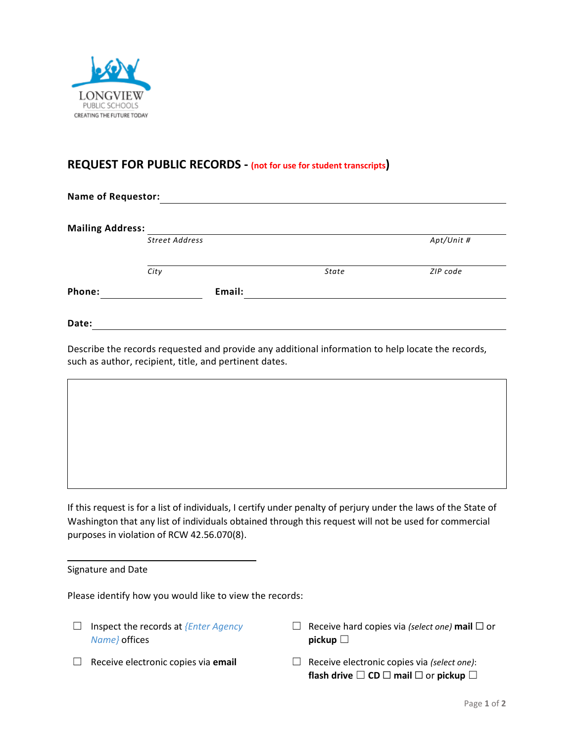LONGVIEW
PUBLIC SCHOOLS
CREATING THE FUTURE TODAY

## REQUEST FOR PUBLIC RECORDS - (not for use for student transcripts)

**Name of Requestor:** ______________________________________________

**Mailing Address:** ______________________________________________

*Street Address* *Apt/Unit #*

______________________________________________

*City* *State* *ZIP code*

**Phone:** ____________________ **Email:** ______________________________

**Date:** ______________________________________________

Describe the records requested and provide any additional information to help locate the records, such as author, recipient, title, and pertinent dates.

| |
|---|
| |

If this request is for a list of individuals, I certify under penalty of perjury under the laws of the State of Washington that any list of individuals obtained through this request will not be used for commercial purposes in violation of RCW 42.56.070(8).

______________________________

Signature and Date

Please identify how you would like to view the records:

☐ Inspect the records at *{Enter Agency Name}* offices

☐ Receive electronic copies via **email**

☐ Receive hard copies via *(select one)* **mail** ☐ or **pickup** ☐

☐ Receive electronic copies via *(select one)*: **flash drive** ☐ **CD** ☐ **mail** ☐ or **pickup** ☐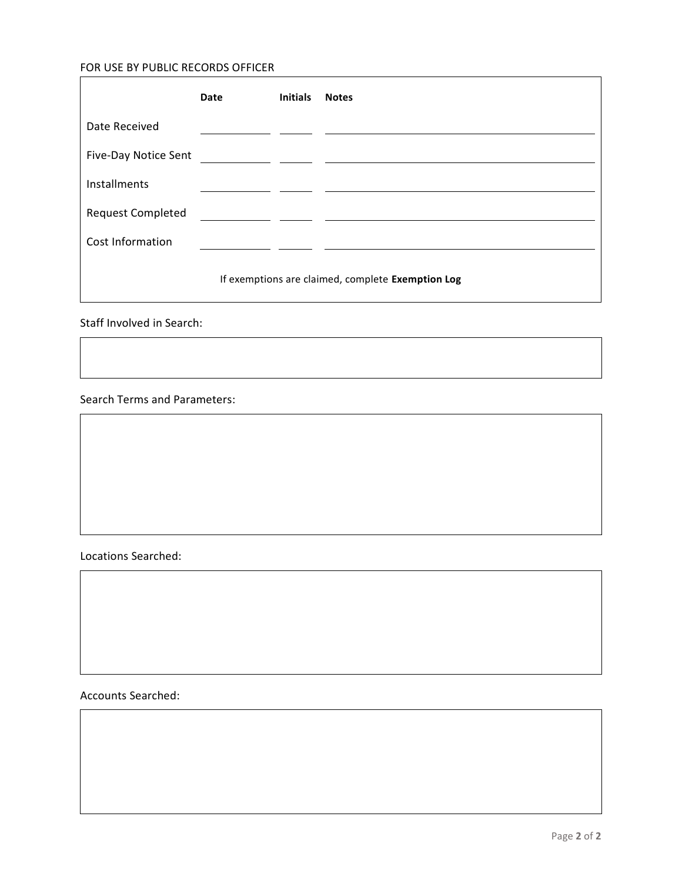FOR USE BY PUBLIC RECORDS OFFICER

| | Date | Initials | Notes |
|---|---|---|---|
| Date Received | | | |
| Five-Day Notice Sent | | | |
| Installments | | | |
| Request Completed | | | |
| Cost Information | | | |

If exemptions are claimed, complete **Exemption Log**

Staff Involved in Search:

Search Terms and Parameters:

Locations Searched:

Accounts Searched: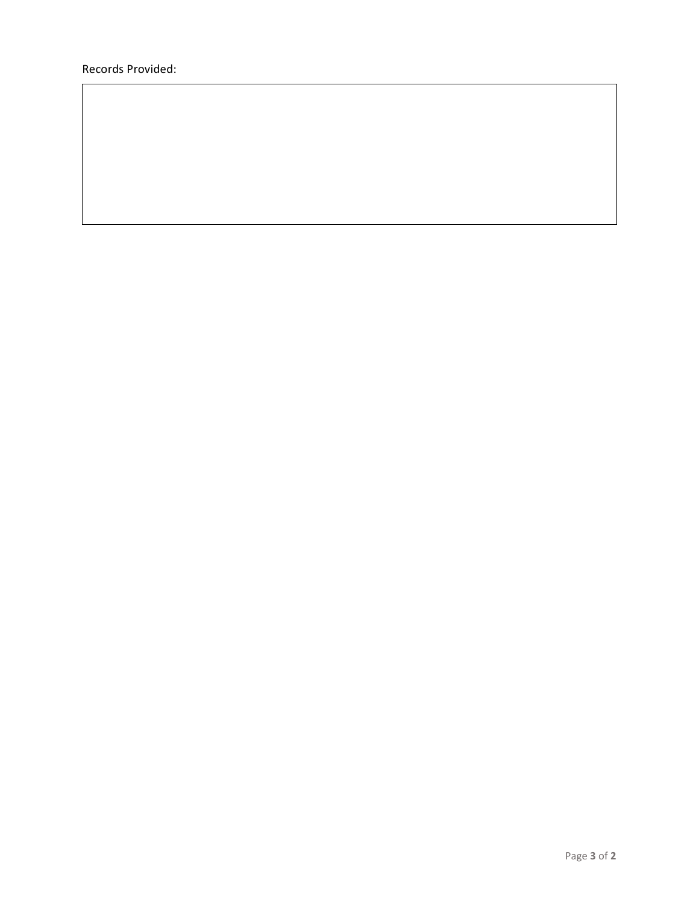Records Provided:

| |
| --- |
| |